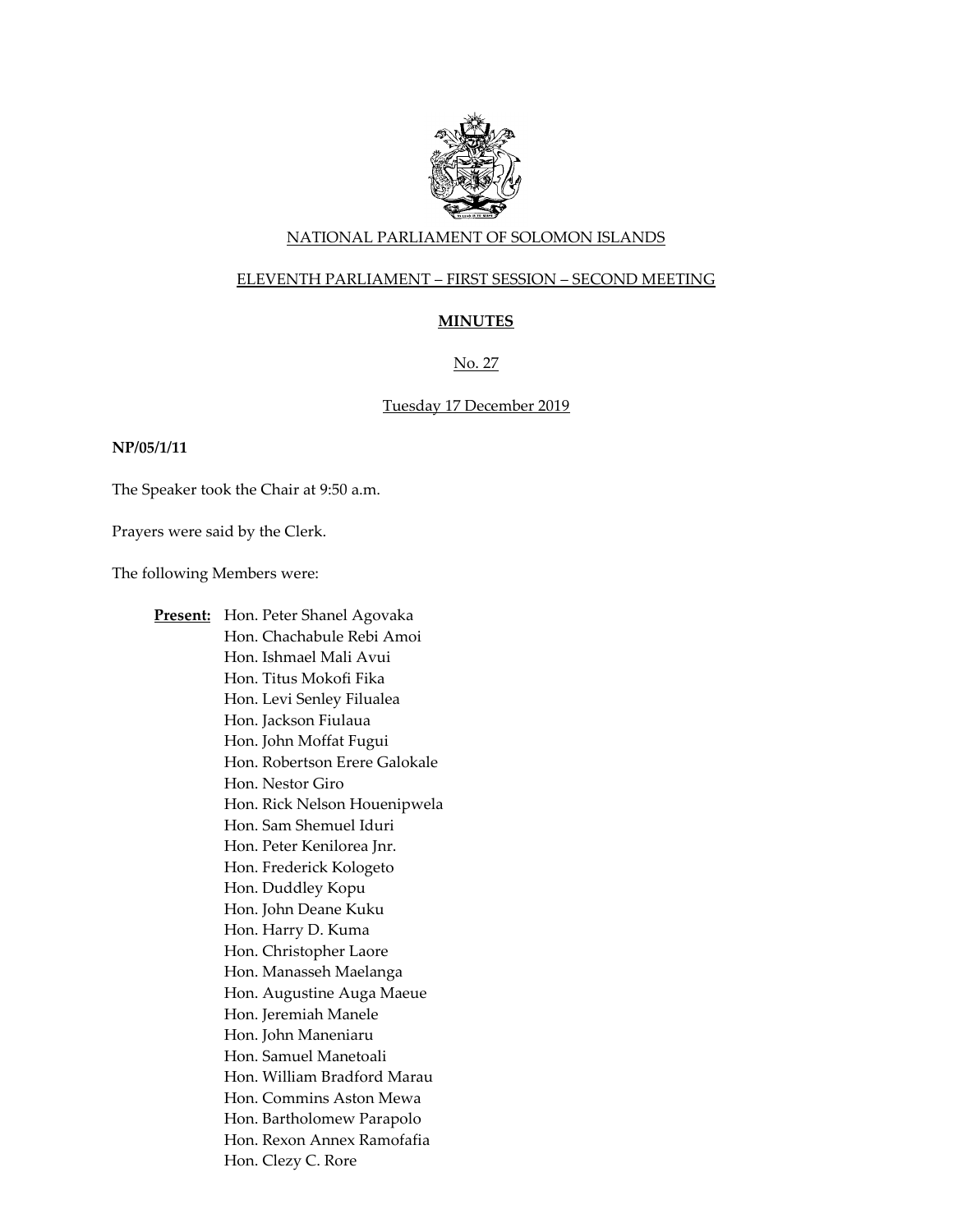NATIONAL PARLIAMENT OF SOLOMON ISLANDS

ELEVENTH PARLIAMENT – FIRST SESSION – SECOND MEETING

**MINUTES**

No. 27

Tuesday 17 December 2019

**NP/05/1/11**

The Speaker took the Chair at 9:50 a.m.

Prayers were said by the Clerk.

The following Members were:

**Present:** Hon. Peter Shanel Agovaka
Hon. Chachabule Rebi Amoi
Hon. Ishmael Mali Avui
Hon. Titus Mokofi Fika
Hon. Levi Senley Filualea
Hon. Jackson Fiulaua
Hon. John Moffat Fugui
Hon. Robertson Erere Galokale
Hon. Nestor Giro
Hon. Rick Nelson Houenipwela
Hon. Sam Shemuel Iduri
Hon. Peter Kenilorea Jnr.
Hon. Frederick Kologeto
Hon. Duddley Kopu
Hon. John Deane Kuku
Hon. Harry D. Kuma
Hon. Christopher Laore
Hon. Manasseh Maelanga
Hon. Augustine Auga Maeue
Hon. Jeremiah Manele
Hon. John Maneniaru
Hon. Samuel Manetoali
Hon. William Bradford Marau
Hon. Commins Aston Mewa
Hon. Bartholomew Parapolo
Hon. Rexon Annex Ramofafia
Hon. Clezy C. Rore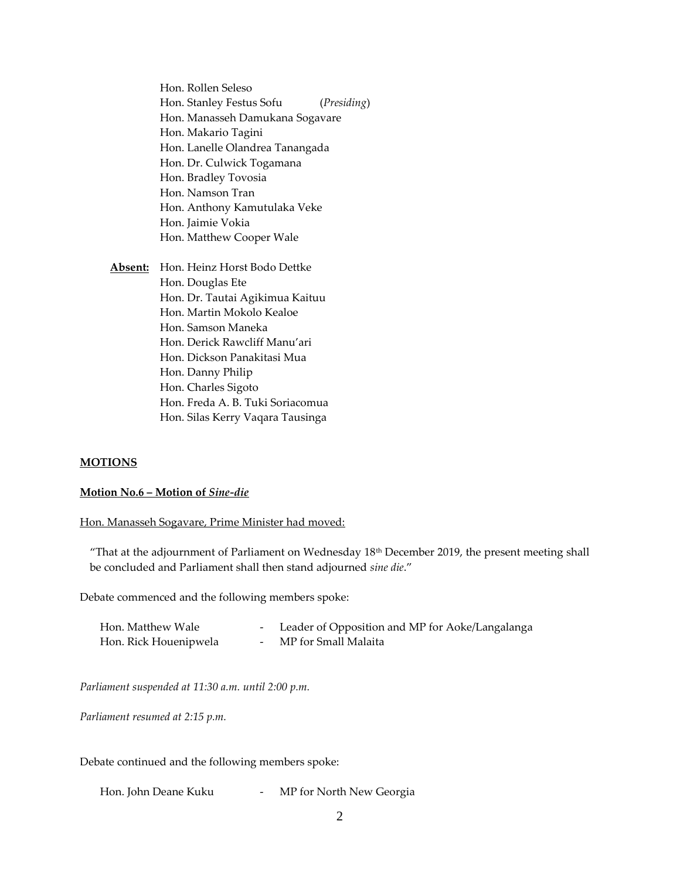Hon. Rollen Seleso
Hon. Stanley Festus Sofu (*Presiding*)
Hon. Manasseh Damukana Sogavare
Hon. Makario Tagini
Hon. Lanelle Olandrea Tanangada
Hon. Dr. Culwick Togamana
Hon. Bradley Tovosia
Hon. Namson Tran
Hon. Anthony Kamutulaka Veke
Hon. Jaimie Vokia
Hon. Matthew Cooper Wale

**Absent:** Hon. Heinz Horst Bodo Dettke
Hon. Douglas Ete
Hon. Dr. Tautai Agikimua Kaituu
Hon. Martin Mokolo Kealoe
Hon. Samson Maneka
Hon. Derick Rawcliff Manu'ari
Hon. Dickson Panakitasi Mua
Hon. Danny Philip
Hon. Charles Sigoto
Hon. Freda A. B. Tuki Soriacomua
Hon. Silas Kerry Vaqara Tausinga

**MOTIONS**

**Motion No.6 – Motion of *Sine-die***

Hon. Manasseh Sogavare, Prime Minister had moved:

"That at the adjournment of Parliament on Wednesday 18th December 2019, the present meeting shall be concluded and Parliament shall then stand adjourned *sine die*."

Debate commenced and the following members spoke:

Hon. Matthew Wale - Leader of Opposition and MP for Aoke/Langalanga
Hon. Rick Houenipwela - MP for Small Malaita

*Parliament suspended at 11:30 a.m. until 2:00 p.m.*

*Parliament resumed at 2:15 p.m.*

Debate continued and the following members spoke:

Hon. John Deane Kuku - MP for North New Georgia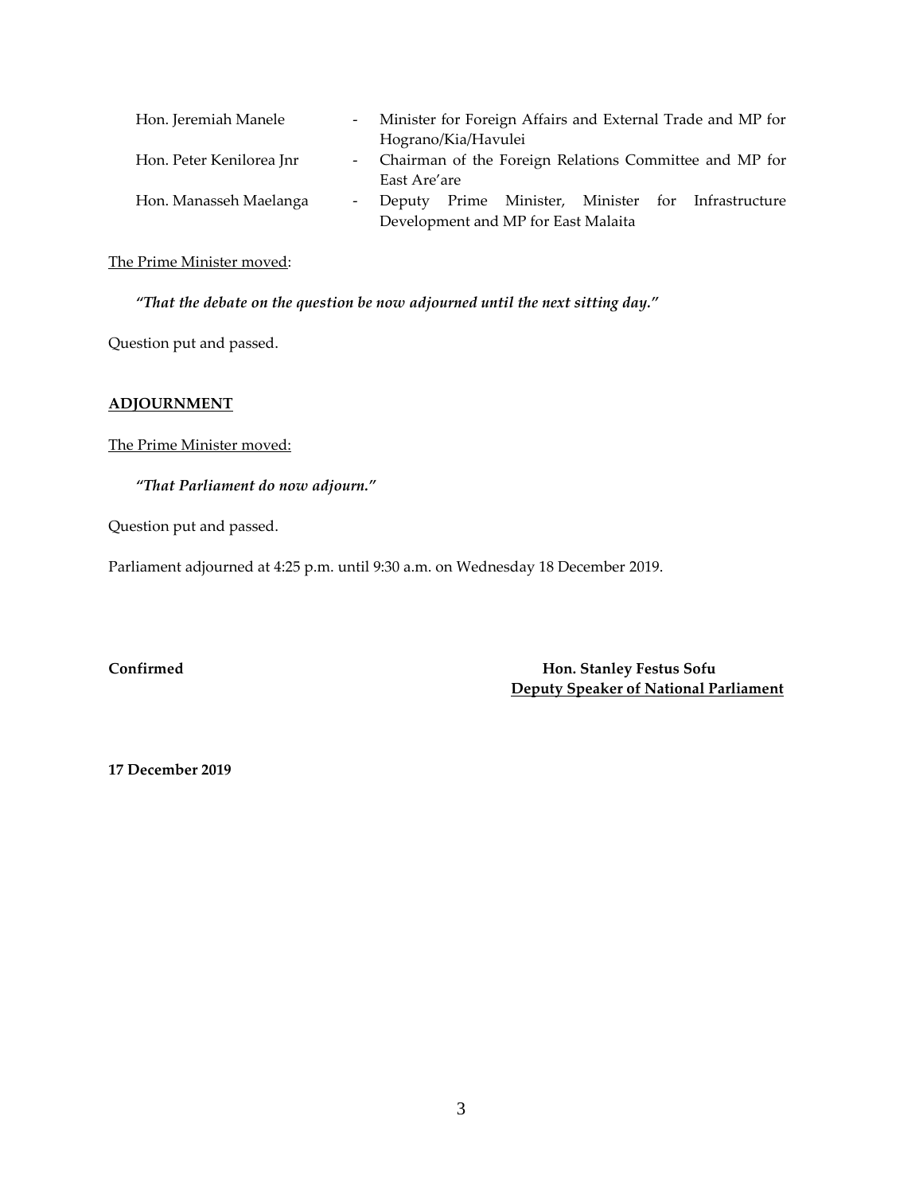| | | |
|---|---|---|
| Hon. Jeremiah Manele | - | Minister for Foreign Affairs and External Trade and MP for Hograno/Kia/Havulei |
| Hon. Peter Kenilorea Jnr | - | Chairman of the Foreign Relations Committee and MP for East Are'are |
| Hon. Manasseh Maelanga | - | Deputy Prime Minister, Minister for Infrastructure Development and MP for East Malaita |

The Prime Minister moved:

*"That the debate on the question be now adjourned until the next sitting day."*

Question put and passed.

**ADJOURNMENT**

The Prime Minister moved:

*"That Parliament do now adjourn."*

Question put and passed.

Parliament adjourned at 4:25 p.m. until 9:30 a.m. on Wednesday 18 December 2019.

**Confirmed**

**Hon. Stanley Festus Sofu**
**Deputy Speaker of National Parliament**

**17 December 2019**